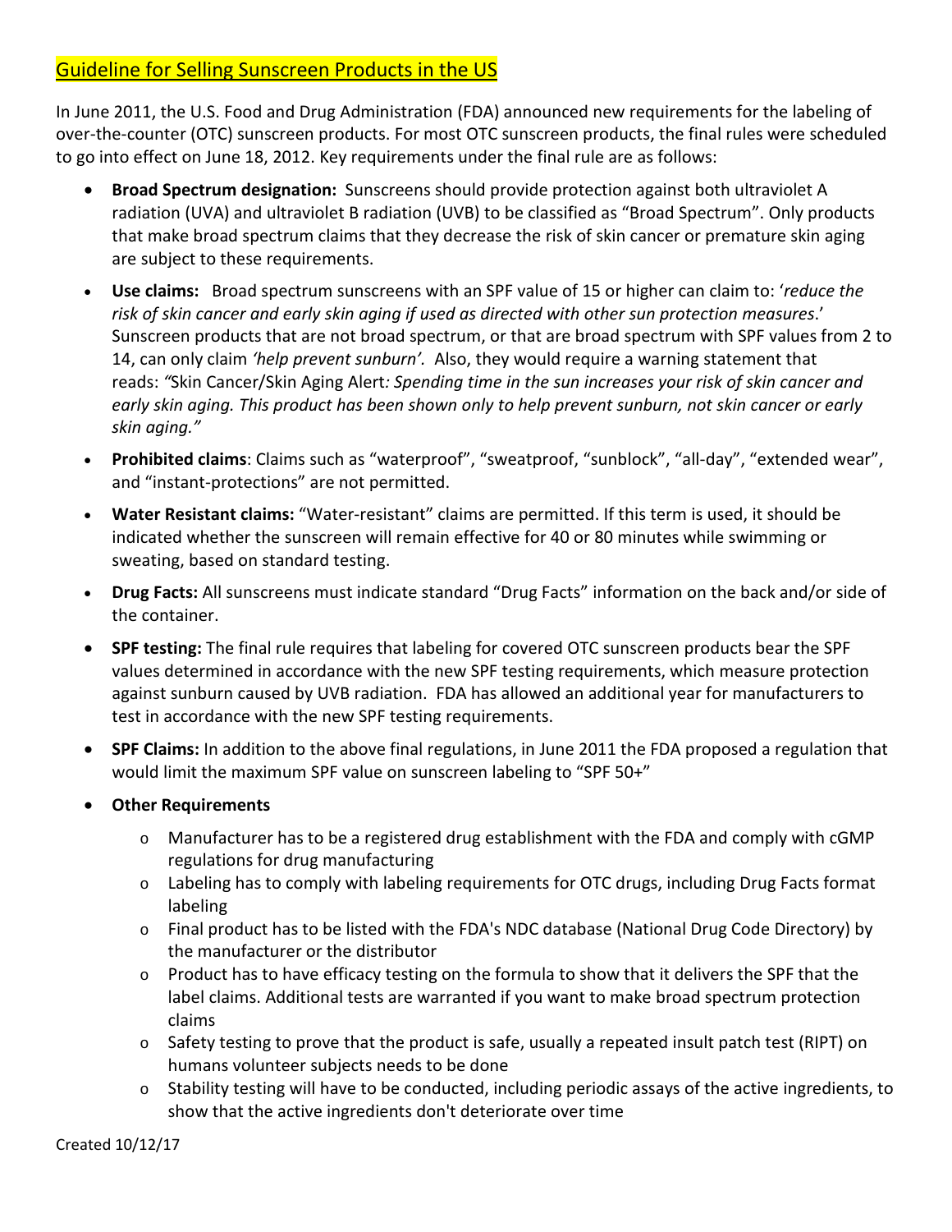# Guideline for Selling Sunscreen Products in the US

In June 2011, the U.S. Food and Drug Administration (FDA) announced new requirements for the labeling of over-the-counter (OTC) sunscreen products. For most OTC sunscreen products, the final rules were scheduled to go into effect on June 18, 2012. Key requirements under the final rule are as follows:

- **Broad Spectrum designation:** Sunscreens should provide protection against both ultraviolet A radiation (UVA) and ultraviolet B radiation (UVB) to be classified as "Broad Spectrum". Only products that make broad spectrum claims that they decrease the risk of skin cancer or premature skin aging are subject to these requirements.
- **Use claims:** Broad spectrum sunscreens with an SPF value of 15 or higher can claim to: '*reduce the risk of skin cancer and early skin aging if used as directed with other sun protection measures*.' Sunscreen products that are not broad spectrum, or that are broad spectrum with SPF values from 2 to 14, can only claim *'help prevent sunburn'.* Also, they would require a warning statement that reads: *"*Skin Cancer/Skin Aging Alert*: Spending time in the sun increases your risk of skin cancer and early skin aging. This product has been shown only to help prevent sunburn, not skin cancer or early skin aging."*
- **Prohibited claims**: Claims such as "waterproof", "sweatproof, "sunblock", "all-day", "extended wear", and "instant-protections" are not permitted.
- **Water Resistant claims:** "Water-resistant" claims are permitted. If this term is used, it should be indicated whether the sunscreen will remain effective for 40 or 80 minutes while swimming or sweating, based on standard testing.
- **Drug Facts:** All sunscreens must indicate standard "Drug Facts" information on the back and/or side of the container.
- **SPF testing:** The final rule requires that labeling for covered OTC sunscreen products bear the SPF values determined in accordance with the new SPF testing requirements, which measure protection against sunburn caused by UVB radiation. FDA has allowed an additional year for manufacturers to test in accordance with the new SPF testing requirements.
- **SPF Claims:** In addition to the above final regulations, in June 2011 the FDA proposed a regulation that would limit the maximum SPF value on sunscreen labeling to "SPF 50+"
- **Other Requirements**
  - Manufacturer has to be a registered drug establishment with the FDA and comply with cGMP regulations for drug manufacturing
  - Labeling has to comply with labeling requirements for OTC drugs, including Drug Facts format labeling
  - Final product has to be listed with the FDA's NDC database (National Drug Code Directory) by the manufacturer or the distributor
  - Product has to have efficacy testing on the formula to show that it delivers the SPF that the label claims. Additional tests are warranted if you want to make broad spectrum protection claims
  - Safety testing to prove that the product is safe, usually a repeated insult patch test (RIPT) on humans volunteer subjects needs to be done
  - Stability testing will have to be conducted, including periodic assays of the active ingredients, to show that the active ingredients don't deteriorate over time

Created 10/12/17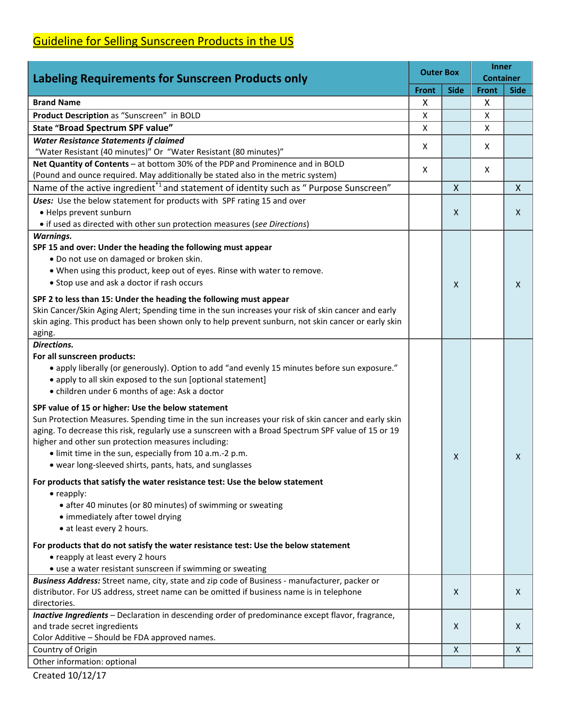# Guideline for Selling Sunscreen Products in the US

| Labeling Requirements for Sunscreen Products only | Outer Box | | Inner Container | |
|---|---|---|---|---|
| | Front | Side | Front | Side |
| **Brand Name** | X | | X | |
| **Product Description** as "Sunscreen" in BOLD | X | | X | |
| State **"Broad Spectrum SPF value"** | X | | X | |
| ***Water Resistance Statements if claimed*** <br> "Water Resistant (40 minutes)" Or "Water Resistant (80 minutes)" | X | | X | |
| **Net Quantity of Contents** – at bottom 30% of the PDP and Prominence and in BOLD <br> (Pound and ounce required. May additionally be stated also in the metric system) | X | | X | |
| Name of the active ingredient[*1] and statement of identity such as " Purpose Sunscreen" | | X | | X |
| ***Uses:*** Use the below statement for products with SPF rating 15 and over <br> • Helps prevent sunburn <br> • if used as directed with other sun protection measures (*see Directions*) | | X | | X |
| ***Warnings.*** <br> **SPF 15 and over: Under the heading the following must appear** <br> • Do not use on damaged or broken skin. <br> • When using this product, keep out of eyes. Rinse with water to remove. <br> • Stop use and ask a doctor if rash occurs <br><br> **SPF 2 to less than 15: Under the heading the following must appear** <br> Skin Cancer/Skin Aging Alert; Spending time in the sun increases your risk of skin cancer and early skin aging. This product has been shown only to help prevent sunburn, not skin cancer or early skin aging. | | X | | X |
| ***Directions.*** <br> **For all sunscreen products:** <br> • apply liberally (or generously). Option to add "and evenly 15 minutes before sun exposure." <br> • apply to all skin exposed to the sun [optional statement] <br> • children under 6 months of age: Ask a doctor <br><br> **SPF value of 15 or higher: Use the below statement** <br> Sun Protection Measures. Spending time in the sun increases your risk of skin cancer and early skin aging. To decrease this risk, regularly use a sunscreen with a Broad Spectrum SPF value of 15 or 19 higher and other sun protection measures including: <br> • limit time in the sun, especially from 10 a.m.-2 p.m. <br> • wear long-sleeved shirts, pants, hats, and sunglasses <br><br> **For products that satisfy the water resistance test: Use the below statement** <br> • reapply: <br> • after 40 minutes (or 80 minutes) of swimming or sweating <br> • immediately after towel drying <br> • at least every 2 hours. <br><br> **For products that do not satisfy the water resistance test: Use the below statement** <br> • reapply at least every 2 hours <br> • use a water resistant sunscreen if swimming or sweating | | X | | X |
| ***Business Address:*** Street name, city, state and zip code of Business - manufacturer, packer or distributor. For US address, street name can be omitted if business name is in telephone directories. | | X | | X |
| ***Inactive Ingredients*** – Declaration in descending order of predominance except flavor, fragrance, and trade secret ingredients <br> Color Additive – Should be FDA approved names. | | X | | X |
| Country of Origin | | X | | X |
| Other information: optional | | | | |

Created 10/12/17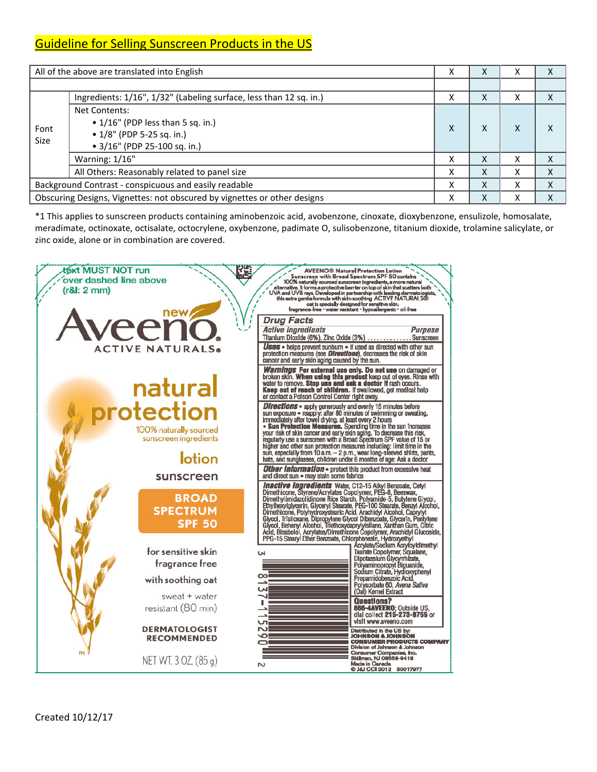# Guideline for Selling Sunscreen Products in the US

| | | | | | |
|---|---|---|---|---|---|
| All of the above are translated into English | | X | X | X | X |
| | | | | | |
| Font Size | Ingredients: 1/16", 1/32" (Labeling surface, less than 12 sq. in.) | X | X | X | X |
| | Net Contents:<br>• 1/16" (PDP less than 5 sq. in.)<br>• 1/8" (PDP 5-25 sq. in.)<br>• 3/16" (PDP 25-100 sq. in.) | X | X | X | X |
| | Warning: 1/16" | X | X | X | X |
| | All Others: Reasonably related to panel size | X | X | X | X |
| Background Contrast - conspicuous and easily readable | | X | X | X | X |
| Obscuring Designs, Vignettes: not obscured by vignettes or other designs | | X | X | X | X |

*1 This applies to sunscreen products containing aminobenzoic acid, avobenzone, cinoxate, dioxybenzone, ensulizole, homosalate, meradimate, octinoxate, octisalate, octocrylene, oxybenzone, padimate O, sulisobenzone, titanium dioxide, trolamine salicylate, or zinc oxide, alone or in combination are covered.

text MUST NOT run over dashed line above (r&l: 2 mm)

new Aveeno® ACTIVE NATURALS®

natural protection

100% naturally sourced sunscreen ingredients

lotion

sunscreen

BROAD SPECTRUM SPF 50

for sensitive skin

fragrance free

with soothing oat

sweat + water resistant (80 min)

DERMATOLOGIST RECOMMENDED

NET WT. 3 OZ. (85 g)

AVEENO® Natural Protection Lotion Sunscreen with Broad Spectrum SPF 50 contains 100% naturally sourced sunscreen ingredients, a more natural alternative. It forms a protective barrier on top of skin that scatters both UVA and UVB rays. Developed in partnership with leading dermatologists, this extra gentle formula with skin-soothing ACTIVE NATURALS® oat is specially designed for sensitive skin.

fragrance-free • water resistant • hypoallergenic • oil-free

**Drug Facts**

| *Active Ingredients* | *Purpose* |
|---|---|
| Titanium Dioxide (6%), Zinc Oxide (3%) | Sunscreen |

***Uses*** • helps prevent sunburn • if used as directed with other sun protection measures (see ***Directions***), decreases the risk of skin cancer and early skin aging caused by the sun.

***Warnings*** **For external use only. Do not use** on damaged or broken skin. **When using this product** keep out of eyes. Rinse with water to remove. **Stop use and ask a doctor** if rash occurs. **Keep out of reach of children.** If swallowed, get medical help or contact a Poison Control Center right away.

***Directions*** • apply generously and evenly 15 minutes before sun exposure • reapply: after 80 minutes of swimming or sweating, immediately after towel drying, at least every 2 hours • **Sun Protection Measures.** Spending time in the sun increases your risk of skin cancer and early skin aging. To decrease this risk, regularly use a sunscreen with a Broad Spectrum SPF value of 15 or higher and other sun protection measures including: limit time in the sun, especially from 10 a.m. – 2 p.m., wear long-sleeved shirts, pants, hats, and sunglasses, children under 6 months of age: Ask a doctor

***Other Information*** • protect this product from excessive heat and direct sun • may stain some fabrics

***Inactive Ingredients*** Water, C12-15 Alkyl Benzoate, Cetyl Dimethicone, Styrene/Acrylates Copolymer, PEG-8, Beeswax, Dimethylimidazolidinone Rice Starch, Polyamide-5, Butylene Glycol, Ethylhexylglycerin, Glyceryl Stearate, PEG-100 Stearate, Benzyl Alcohol, Dimethicone, Polyhydroxystearic Acid, Arachidyl Alcohol, Caprylyl Glycol, Trisiloxane, Dipropylene Glycol Dibenzoate, Glycerin, Pentylene Glycol, Behenyl Alcohol, Triethoxycaprylylsilane, Xanthan Gum, Citric Acid, Bisabolol, Acrylates/Dimethicone Copolymer, Arachidyl Glucoside, PPG-15 Stearyl Ether Benzoate, Chlorphenesin, Hydroxyethyl Acrylate/Sodium Acryloyldimethyl Taurate Copolymer, Squalane, Dipotassium Glycyrrhizate, Polyaminopropyl Biguanide, Sodium Citrate, Hydroxyphenyl Propamidobenzoic Acid, Polysorbate 60, *Avena Sativa* (Oat) Kernel Extract

3 81371-15290 2

**Questions?** **866-4AVEENO**; Outside US, dial collect **215-273-8755** or visit www.aveeno.com

Distributed in the US by: **JOHNSON & JOHNSON CONSUMER PRODUCTS COMPANY** Division of Johnson & Johnson Consumer Companies, Inc. Skillman, NJ 08558-9418 Made in Canada © J&J CCI 2012 30017977

Created 10/12/17